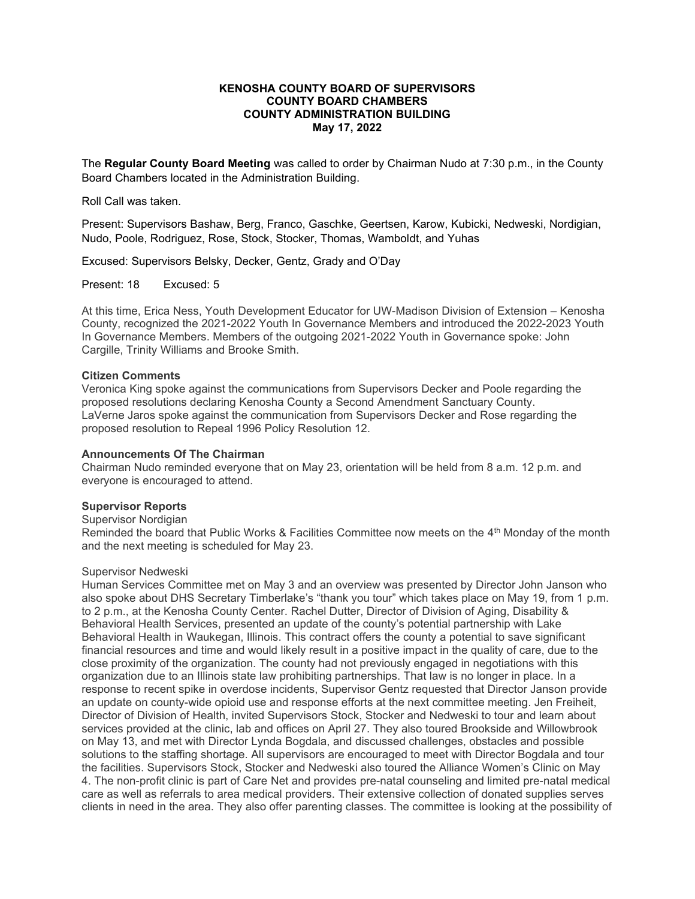**KENOSHA COUNTY BOARD OF SUPERVISORS**
**COUNTY BOARD CHAMBERS**
**COUNTY ADMINISTRATION BUILDING**
**May 17, 2022**

The **Regular County Board Meeting** was called to order by Chairman Nudo at 7:30 p.m., in the County Board Chambers located in the Administration Building.

Roll Call was taken.

Present: Supervisors Bashaw, Berg, Franco, Gaschke, Geertsen, Karow, Kubicki, Nedweski, Nordigian, Nudo, Poole, Rodriguez, Rose, Stock, Stocker, Thomas, Wamboldt, and Yuhas

Excused: Supervisors Belsky, Decker, Gentz, Grady and O'Day

Present: 18 Excused: 5

At this time, Erica Ness, Youth Development Educator for UW-Madison Division of Extension – Kenosha County, recognized the 2021-2022 Youth In Governance Members and introduced the 2022-2023 Youth In Governance Members. Members of the outgoing 2021-2022 Youth in Governance spoke: John Cargille, Trinity Williams and Brooke Smith.

**Citizen Comments**

Veronica King spoke against the communications from Supervisors Decker and Poole regarding the proposed resolutions declaring Kenosha County a Second Amendment Sanctuary County.
LaVerne Jaros spoke against the communication from Supervisors Decker and Rose regarding the proposed resolution to Repeal 1996 Policy Resolution 12.

**Announcements Of The Chairman**

Chairman Nudo reminded everyone that on May 23, orientation will be held from 8 a.m. 12 p.m. and everyone is encouraged to attend.

**Supervisor Reports**

Supervisor Nordigian
Reminded the board that Public Works & Facilities Committee now meets on the 4th Monday of the month and the next meeting is scheduled for May 23.

Supervisor Nedweski
Human Services Committee met on May 3 and an overview was presented by Director John Janson who also spoke about DHS Secretary Timberlake's "thank you tour" which takes place on May 19, from 1 p.m. to 2 p.m., at the Kenosha County Center. Rachel Dutter, Director of Division of Aging, Disability & Behavioral Health Services, presented an update of the county's potential partnership with Lake Behavioral Health in Waukegan, Illinois. This contract offers the county a potential to save significant financial resources and time and would likely result in a positive impact in the quality of care, due to the close proximity of the organization. The county had not previously engaged in negotiations with this organization due to an Illinois state law prohibiting partnerships. That law is no longer in place. In a response to recent spike in overdose incidents, Supervisor Gentz requested that Director Janson provide an update on county-wide opioid use and response efforts at the next committee meeting. Jen Freiheit, Director of Division of Health, invited Supervisors Stock, Stocker and Nedweski to tour and learn about services provided at the clinic, lab and offices on April 27. They also toured Brookside and Willowbrook on May 13, and met with Director Lynda Bogdala, and discussed challenges, obstacles and possible solutions to the staffing shortage. All supervisors are encouraged to meet with Director Bogdala and tour the facilities. Supervisors Stock, Stocker and Nedweski also toured the Alliance Women's Clinic on May 4. The non-profit clinic is part of Care Net and provides pre-natal counseling and limited pre-natal medical care as well as referrals to area medical providers. Their extensive collection of donated supplies serves clients in need in the area. They also offer parenting classes. The committee is looking at the possibility of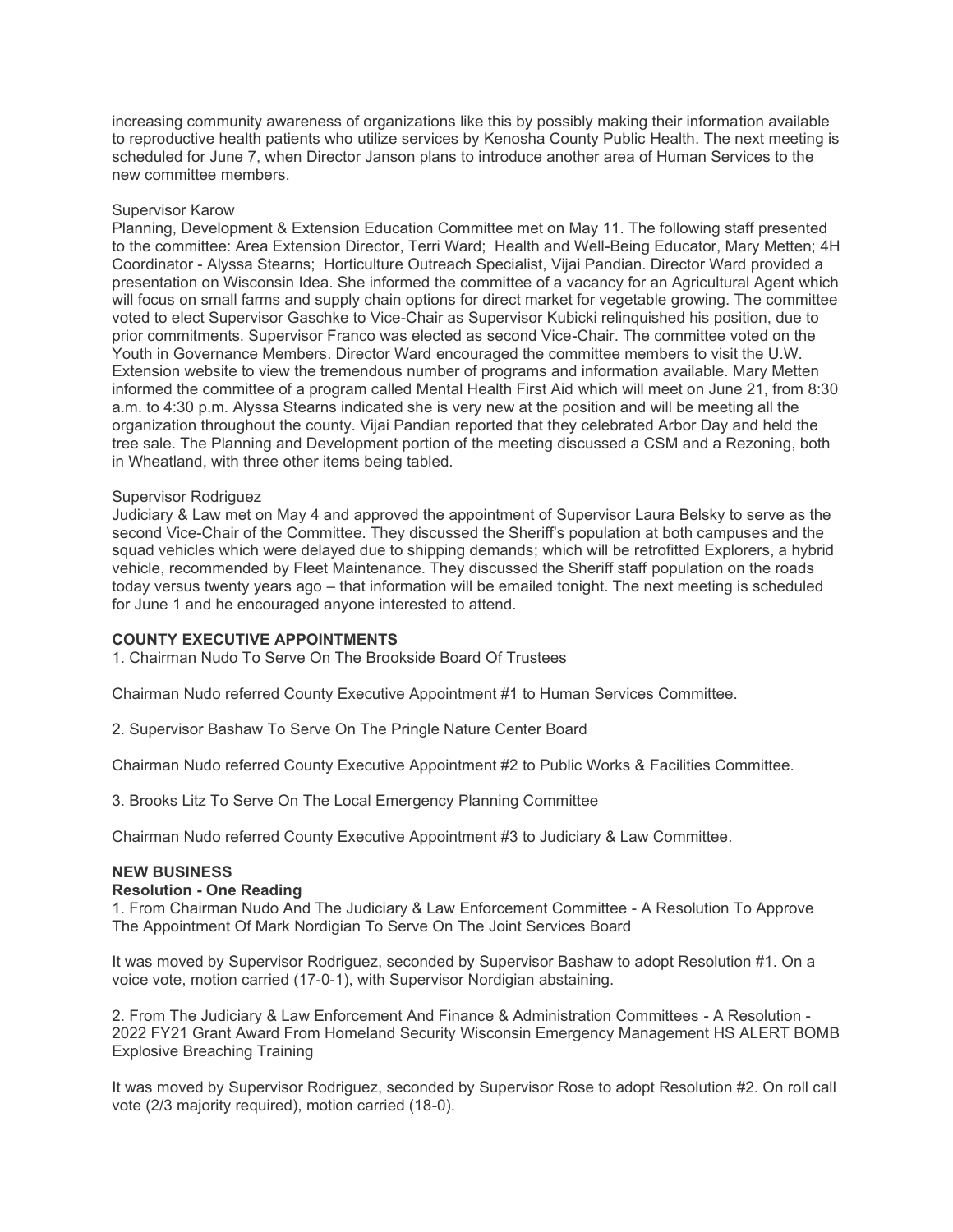increasing community awareness of organizations like this by possibly making their information available to reproductive health patients who utilize services by Kenosha County Public Health. The next meeting is scheduled for June 7, when Director Janson plans to introduce another area of Human Services to the new committee members.

Supervisor Karow
Planning, Development & Extension Education Committee met on May 11. The following staff presented to the committee: Area Extension Director, Terri Ward; Health and Well-Being Educator, Mary Metten; 4H Coordinator - Alyssa Stearns; Horticulture Outreach Specialist, Vijai Pandian. Director Ward provided a presentation on Wisconsin Idea. She informed the committee of a vacancy for an Agricultural Agent which will focus on small farms and supply chain options for direct market for vegetable growing. The committee voted to elect Supervisor Gaschke to Vice-Chair as Supervisor Kubicki relinquished his position, due to prior commitments. Supervisor Franco was elected as second Vice-Chair. The committee voted on the Youth in Governance Members. Director Ward encouraged the committee members to visit the U.W. Extension website to view the tremendous number of programs and information available. Mary Metten informed the committee of a program called Mental Health First Aid which will meet on June 21, from 8:30 a.m. to 4:30 p.m. Alyssa Stearns indicated she is very new at the position and will be meeting all the organization throughout the county. Vijai Pandian reported that they celebrated Arbor Day and held the tree sale. The Planning and Development portion of the meeting discussed a CSM and a Rezoning, both in Wheatland, with three other items being tabled.

Supervisor Rodriguez
Judiciary & Law met on May 4 and approved the appointment of Supervisor Laura Belsky to serve as the second Vice-Chair of the Committee. They discussed the Sheriff's population at both campuses and the squad vehicles which were delayed due to shipping demands; which will be retrofitted Explorers, a hybrid vehicle, recommended by Fleet Maintenance. They discussed the Sheriff staff population on the roads today versus twenty years ago – that information will be emailed tonight. The next meeting is scheduled for June 1 and he encouraged anyone interested to attend.

**COUNTY EXECUTIVE APPOINTMENTS**

1. Chairman Nudo To Serve On The Brookside Board Of Trustees

Chairman Nudo referred County Executive Appointment #1 to Human Services Committee.

2. Supervisor Bashaw To Serve On The Pringle Nature Center Board

Chairman Nudo referred County Executive Appointment #2 to Public Works & Facilities Committee.

3. Brooks Litz To Serve On The Local Emergency Planning Committee

Chairman Nudo referred County Executive Appointment #3 to Judiciary & Law Committee.

**NEW BUSINESS**

**Resolution - One Reading**

1. From Chairman Nudo And The Judiciary & Law Enforcement Committee - A Resolution To Approve The Appointment Of Mark Nordigian To Serve On The Joint Services Board

It was moved by Supervisor Rodriguez, seconded by Supervisor Bashaw to adopt Resolution #1. On a voice vote, motion carried (17-0-1), with Supervisor Nordigian abstaining.

2. From The Judiciary & Law Enforcement And Finance & Administration Committees - A Resolution - 2022 FY21 Grant Award From Homeland Security Wisconsin Emergency Management HS ALERT BOMB Explosive Breaching Training

It was moved by Supervisor Rodriguez, seconded by Supervisor Rose to adopt Resolution #2. On roll call vote (2/3 majority required), motion carried (18-0).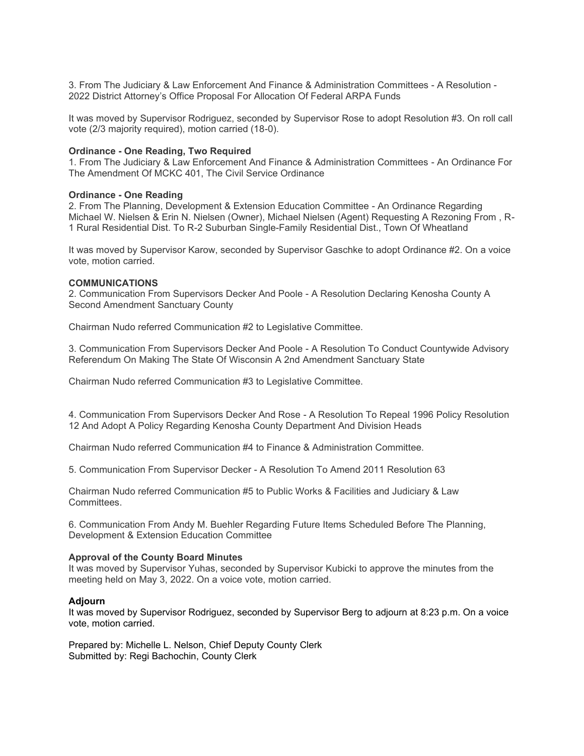3. From The Judiciary & Law Enforcement And Finance & Administration Committees - A Resolution - 2022 District Attorney's Office Proposal For Allocation Of Federal ARPA Funds

It was moved by Supervisor Rodriguez, seconded by Supervisor Rose to adopt Resolution #3. On roll call vote (2/3 majority required), motion carried (18-0).

**Ordinance - One Reading, Two Required**

1. From The Judiciary & Law Enforcement And Finance & Administration Committees - An Ordinance For The Amendment Of MCKC 401, The Civil Service Ordinance

**Ordinance - One Reading**

2. From The Planning, Development & Extension Education Committee - An Ordinance Regarding Michael W. Nielsen & Erin N. Nielsen (Owner), Michael Nielsen (Agent) Requesting A Rezoning From , R-1 Rural Residential Dist. To R-2 Suburban Single-Family Residential Dist., Town Of Wheatland

It was moved by Supervisor Karow, seconded by Supervisor Gaschke to adopt Ordinance #2. On a voice vote, motion carried.

**COMMUNICATIONS**

2. Communication From Supervisors Decker And Poole - A Resolution Declaring Kenosha County A Second Amendment Sanctuary County

Chairman Nudo referred Communication #2 to Legislative Committee.

3. Communication From Supervisors Decker And Poole - A Resolution To Conduct Countywide Advisory Referendum On Making The State Of Wisconsin A 2nd Amendment Sanctuary State

Chairman Nudo referred Communication #3 to Legislative Committee.

4. Communication From Supervisors Decker And Rose - A Resolution To Repeal 1996 Policy Resolution 12 And Adopt A Policy Regarding Kenosha County Department And Division Heads

Chairman Nudo referred Communication #4 to Finance & Administration Committee.

5. Communication From Supervisor Decker - A Resolution To Amend 2011 Resolution 63

Chairman Nudo referred Communication #5 to Public Works & Facilities and Judiciary & Law Committees.

6. Communication From Andy M. Buehler Regarding Future Items Scheduled Before The Planning, Development & Extension Education Committee

**Approval of the County Board Minutes**

It was moved by Supervisor Yuhas, seconded by Supervisor Kubicki to approve the minutes from the meeting held on May 3, 2022. On a voice vote, motion carried.

**Adjourn**

It was moved by Supervisor Rodriguez, seconded by Supervisor Berg to adjourn at 8:23 p.m. On a voice vote, motion carried.

Prepared by: Michelle L. Nelson, Chief Deputy County Clerk
Submitted by: Regi Bachochin, County Clerk